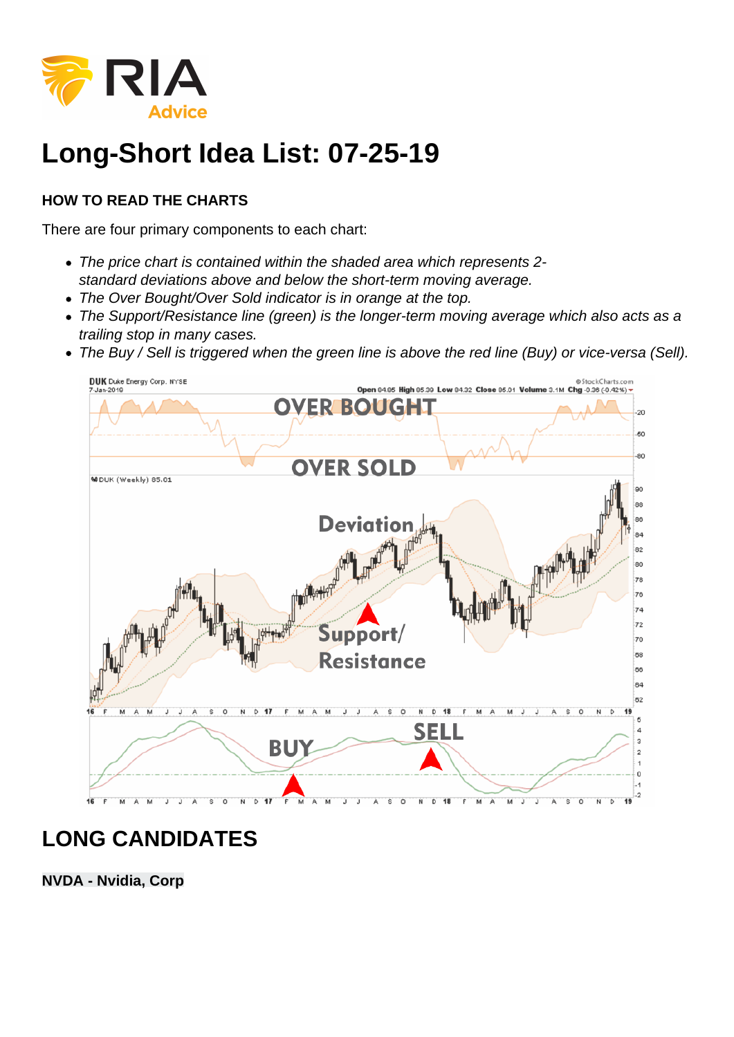# Long-Short Idea List: 07-25-19

### HOW TO READ THE CHARTS

There are four primary components to each chart:

- *The price chart is contained within the shaded area which represents 2-standard deviations above and below the short-term moving average.*
- *The Over Bought/Over Sold indicator is in orange at the top.*
- *The Support/Resistance line (green) is the longer-term moving average which also acts as a trailing stop in many cases.*
- *The Buy / Sell is triggered when the green line is above the red line (Buy) or vice-versa (Sell).*

## LONG CANDIDATES

**NVDA - Nvidia, Corp**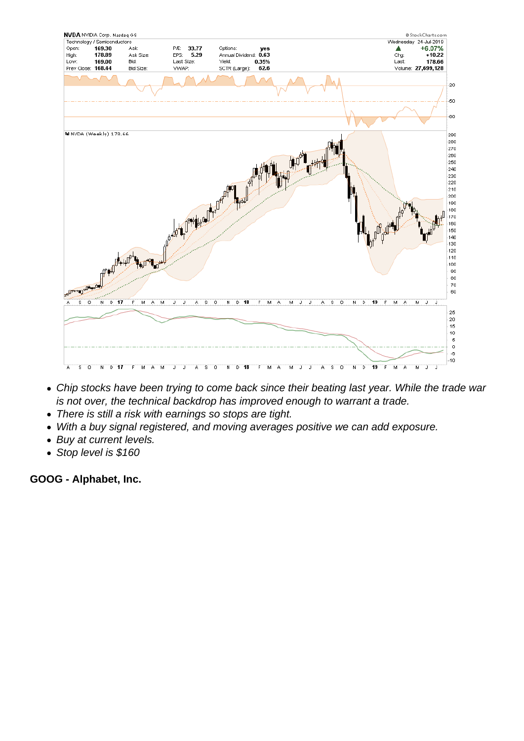- *Chip stocks have been trying to come back since their beating last year. While the trade war is not over, the technical backdrop has improved enough to warrant a trade.*
- *There is still a risk with earnings so stops are tight.*
- *With a buy signal registered, and moving averages positive we can add exposure.*
- *Buy at current levels.*
- *Stop level is $160*

**GOOG - Alphabet, Inc.**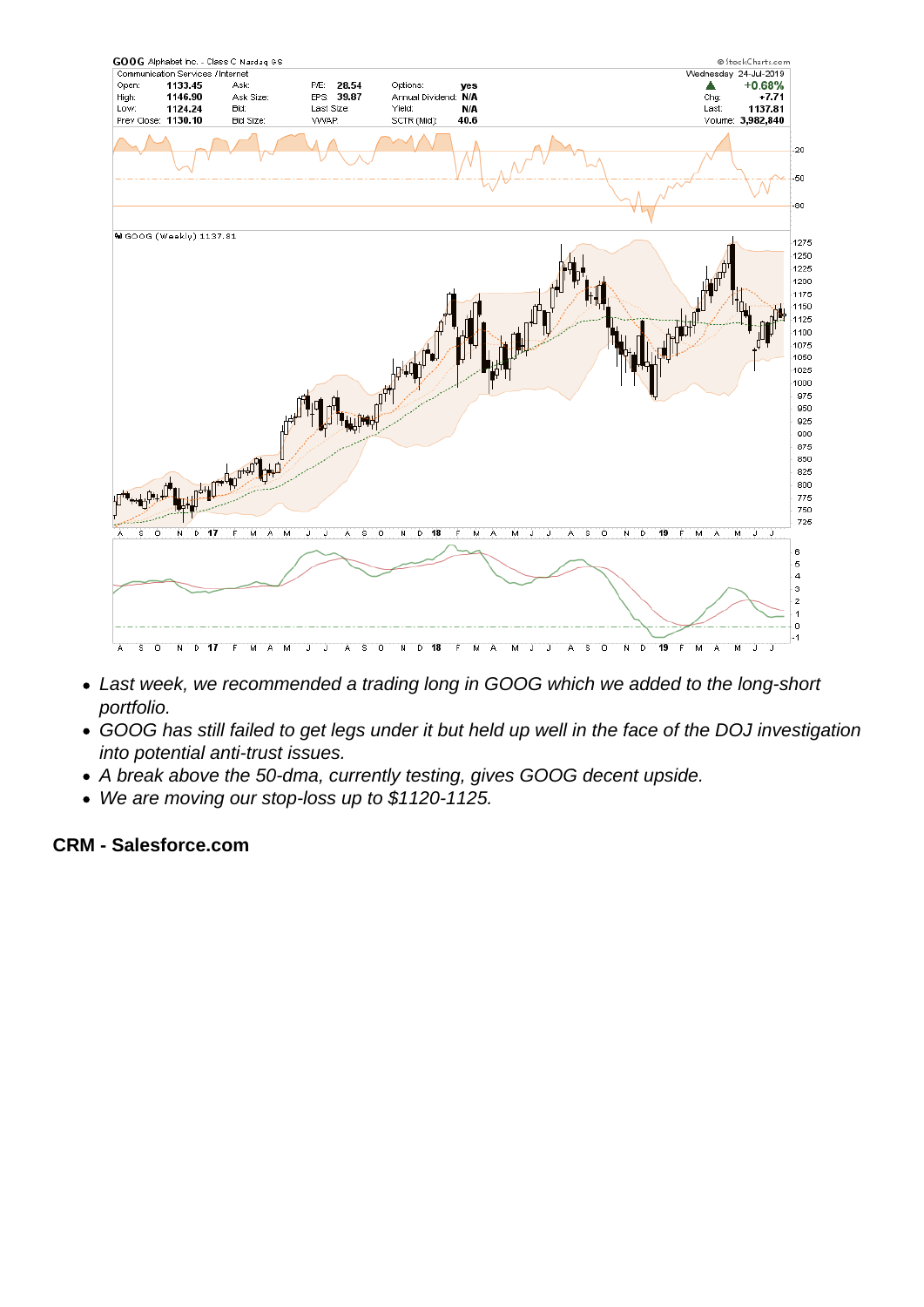- Last week, we recommended a trading long in GOOG which we added to the long-short portfolio.
- GOOG has still failed to get legs under it but held up well in the face of the DOJ investigation into potential anti-trust issues.
- A break above the 50-dma, currently testing, gives GOOG decent upside.
- We are moving our stop-loss up to $1120-1125.

**CRM - Salesforce.com**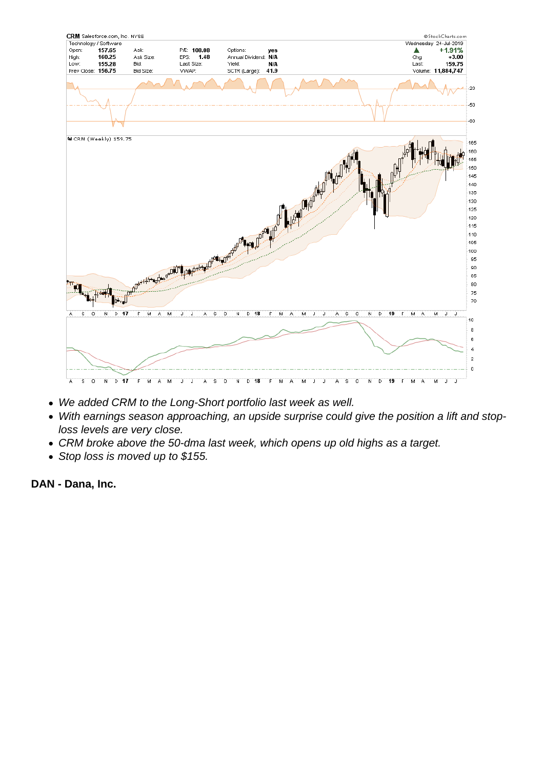- *We added CRM to the Long-Short portfolio last week as well.*
- *With earnings season approaching, an upside surprise could give the position a lift and stop-loss levels are very close.*
- *CRM broke above the 50-dma last week, which opens up old highs as a target.*
- *Stop loss is moved up to $155.*

**DAN - Dana, Inc.**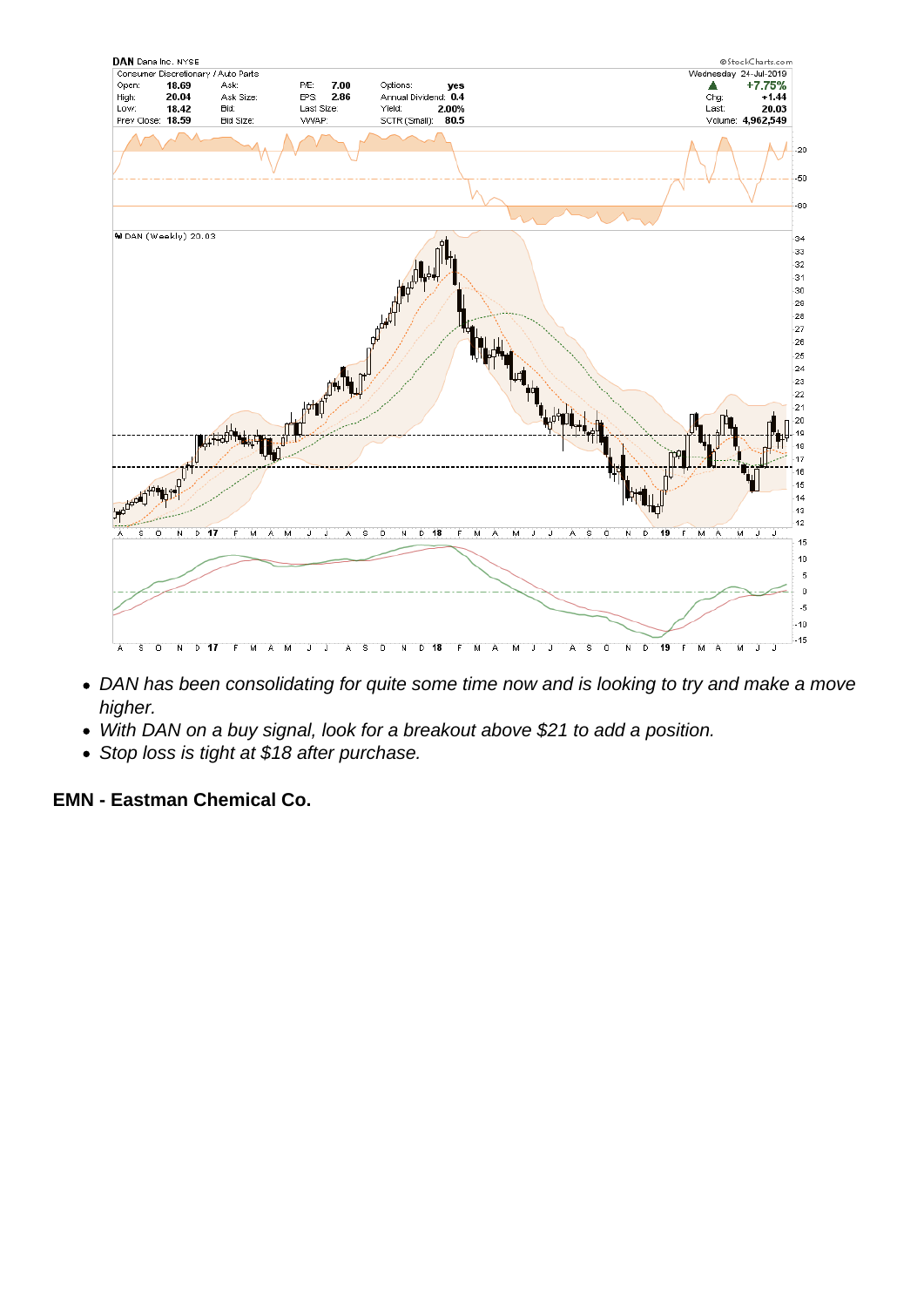- *DAN has been consolidating for quite some time now and is looking to try and make a move higher.*
- *With DAN on a buy signal, look for a breakout above $21 to add a position.*
- *Stop loss is tight at $18 after purchase.*

**EMN - Eastman Chemical Co.**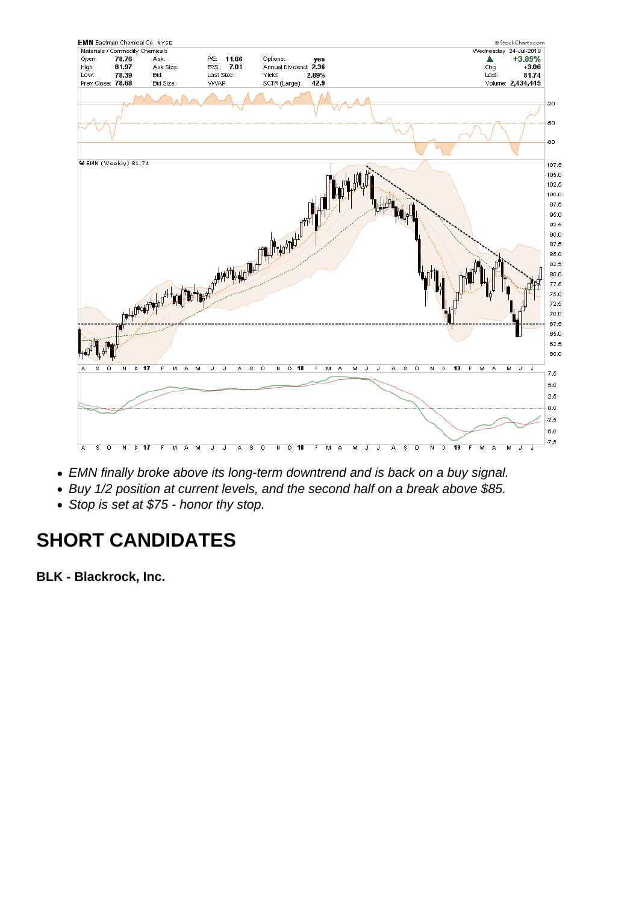- EMN finally broke above its long-term downtrend and is back on a buy signal.
- Buy 1/2 position at current levels, and the second half on a break above $85.
- Stop is set at $75 - honor thy stop.

## SHORT CANDIDATES

**BLK - Blackrock, Inc.**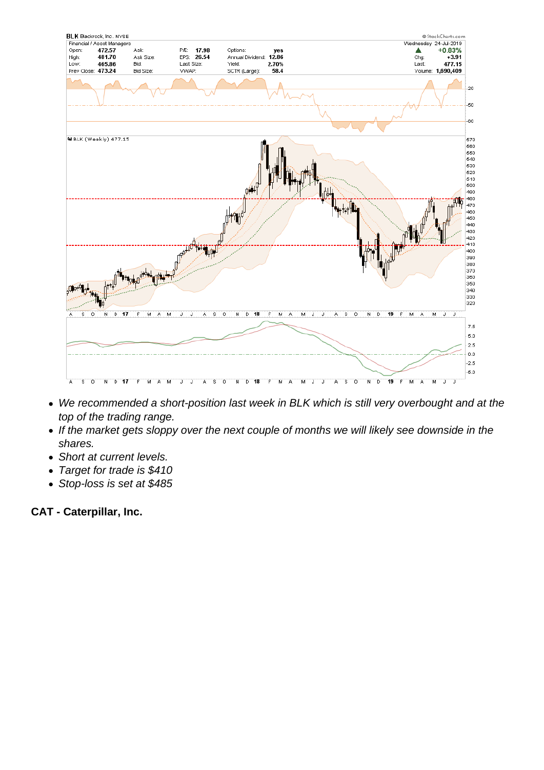- We recommended a short-position last week in BLK which is still very overbought and at the top of the trading range.
- If the market gets sloppy over the next couple of months we will likely see downside in the shares.
- Short at current levels.
- Target for trade is $410
- Stop-loss is set at $485

**CAT - Caterpillar, Inc.**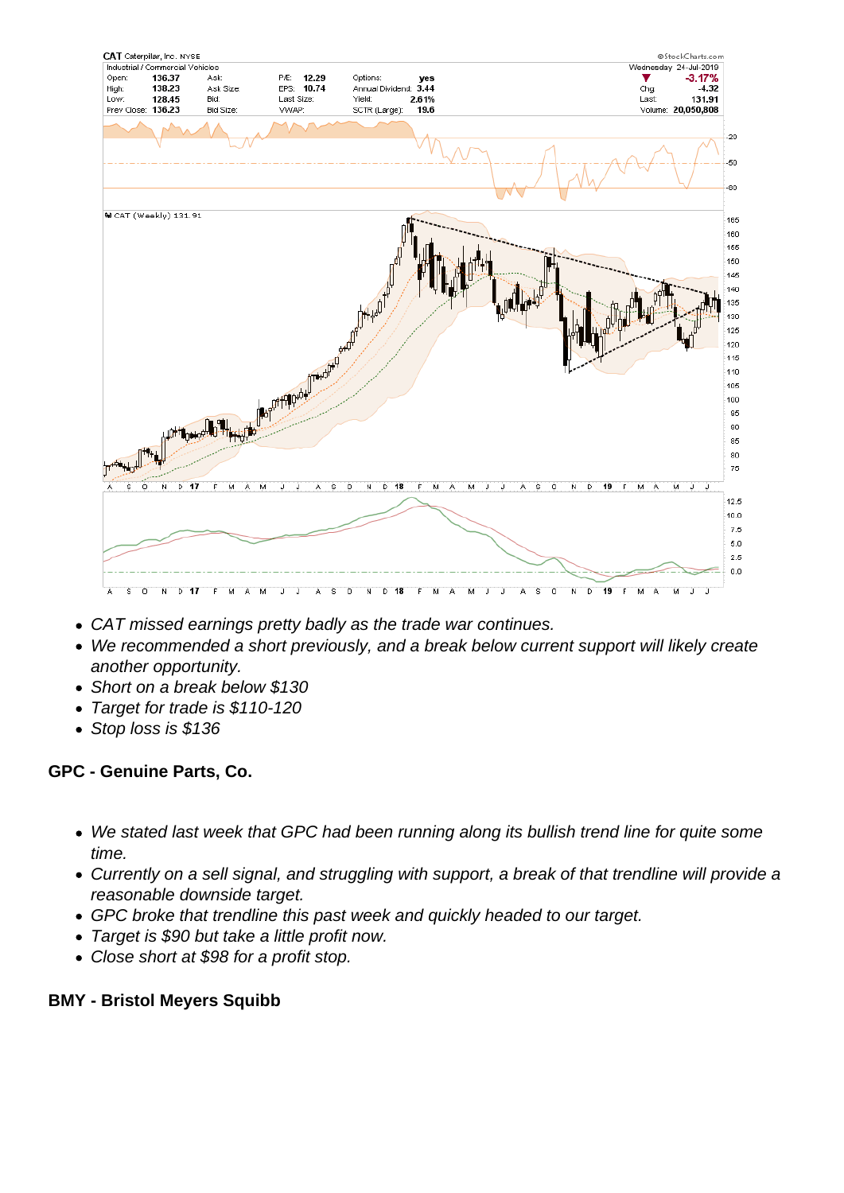- *CAT missed earnings pretty badly as the trade war continues.*
- *We recommended a short previously, and a break below current support will likely create another opportunity.*
- *Short on a break below $130*
- *Target for trade is $110-120*
- *Stop loss is $136*

**GPC - Genuine Parts, Co.**

- *We stated last week that GPC had been running along its bullish trend line for quite some time.*
- *Currently on a sell signal, and struggling with support, a break of that trendline will provide a reasonable downside target.*
- *GPC broke that trendline this past week and quickly headed to our target.*
- *Target is $90 but take a little profit now.*
- *Close short at $98 for a profit stop.*

**BMY - Bristol Meyers Squibb**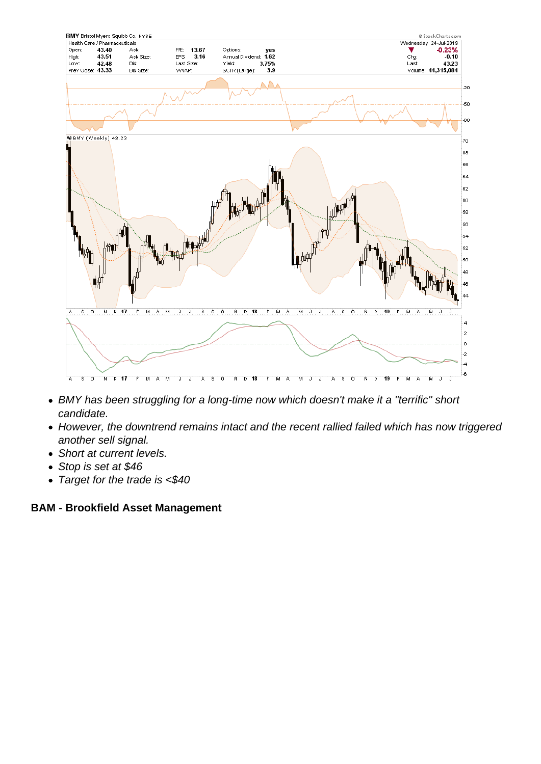- BMY has been struggling for a long-time now which doesn't make it a "terrific" short candidate.
- However, the downtrend remains intact and the recent rallied failed which has now triggered another sell signal.
- Short at current levels.
- Stop is set at $46
- Target for the trade is <$40

**BAM - Brookfield Asset Management**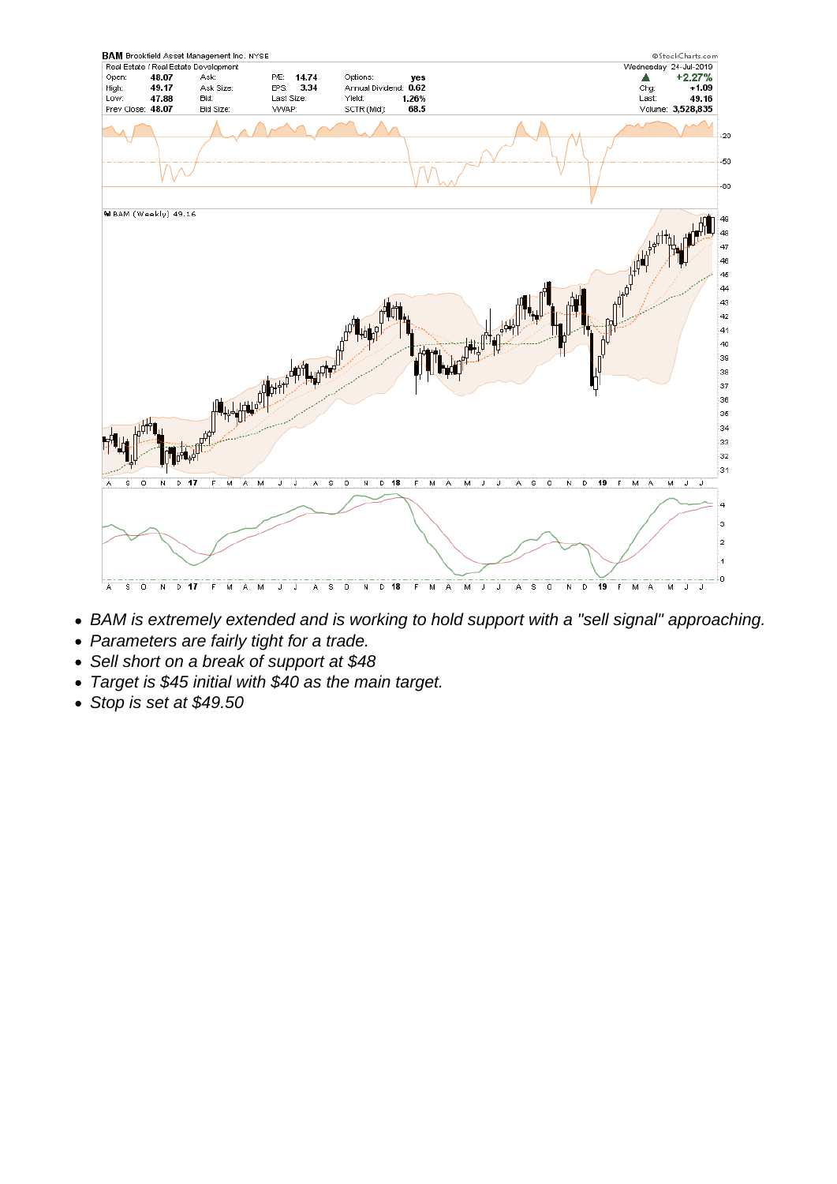BAM Brookfield Asset Management Inc. NYSE
@StockCharts.com
Real Estate / Real Estate Development
Wednesday 24-Jul-2019
Open: 48.07 Ask: P/E: 14.74 Options: yes
High: 49.17 Ask Size: EPS: 3.34 Annual Dividend: 0.62
Low: 47.88 Bid: Last Size: Yield: 1.26%
Prev Close: 48.07 Bid Size: VWAP: SCTR (Mid): 68.5
+2.27%
Chg: +1.09
Last: 49.16
Volume: 3,528,835

BAM (Weekly) 49.16

A S O N D 17 F M A M J J A S O N D 18 F M A M J J A S O N D 19 F M A M J J

- *BAM is extremely extended and is working to hold support with a "sell signal" approaching.*
- *Parameters are fairly tight for a trade.*
- *Sell short on a break of support at $48*
- *Target is $45 initial with $40 as the main target.*
- *Stop is set at $49.50*